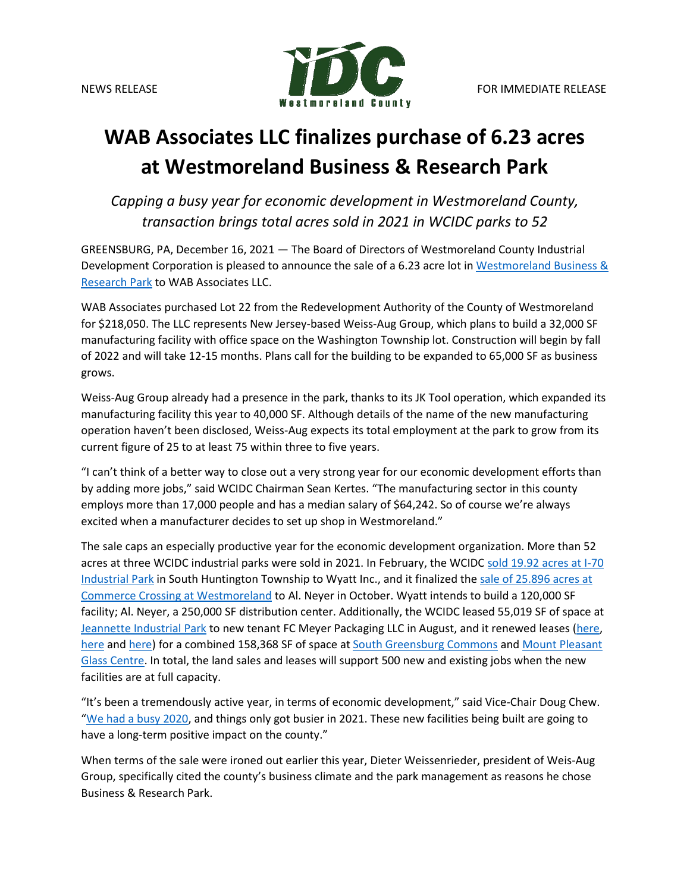NEWS RELEASE FOR IMMEDIATE RELEASE

# WAB Associates LLC finalizes purchase of 6.23 acres at Westmoreland Business & Research Park

*Capping a busy year for economic development in Westmoreland County, transaction brings total acres sold in 2021 in WCIDC parks to 52*

GREENSBURG, PA, December 16, 2021 — The Board of Directors of Westmoreland County Industrial Development Corporation is pleased to announce the sale of a 6.23 acre lot in Westmoreland Business & Research Park to WAB Associates LLC.

WAB Associates purchased Lot 22 from the Redevelopment Authority of the County of Westmoreland for $218,050. The LLC represents New Jersey-based Weiss-Aug Group, which plans to build a 32,000 SF manufacturing facility with office space on the Washington Township lot. Construction will begin by fall of 2022 and will take 12-15 months. Plans call for the building to be expanded to 65,000 SF as business grows.

Weiss-Aug Group already had a presence in the park, thanks to its JK Tool operation, which expanded its manufacturing facility this year to 40,000 SF. Although details of the name of the new manufacturing operation haven't been disclosed, Weiss-Aug expects its total employment at the park to grow from its current figure of 25 to at least 75 within three to five years.

"I can't think of a better way to close out a very strong year for our economic development efforts than by adding more jobs," said WCIDC Chairman Sean Kertes. "The manufacturing sector in this county employs more than 17,000 people and has a median salary of $64,242. So of course we're always excited when a manufacturer decides to set up shop in Westmoreland."

The sale caps an especially productive year for the economic development organization. More than 52 acres at three WCIDC industrial parks were sold in 2021. In February, the WCIDC sold 19.92 acres at I-70 Industrial Park in South Huntington Township to Wyatt Inc., and it finalized the sale of 25.896 acres at Commerce Crossing at Westmoreland to Al. Neyer in October. Wyatt intends to build a 120,000 SF facility; Al. Neyer, a 250,000 SF distribution center. Additionally, the WCIDC leased 55,019 SF of space at Jeannette Industrial Park to new tenant FC Meyer Packaging LLC in August, and it renewed leases (here, here and here) for a combined 158,368 SF of space at South Greensburg Commons and Mount Pleasant Glass Centre. In total, the land sales and leases will support 500 new and existing jobs when the new facilities are at full capacity.

"It's been a tremendously active year, in terms of economic development," said Vice-Chair Doug Chew. "We had a busy 2020, and things only got busier in 2021. These new facilities being built are going to have a long-term positive impact on the county."

When terms of the sale were ironed out earlier this year, Dieter Weissenrieder, president of Weis-Aug Group, specifically cited the county's business climate and the park management as reasons he chose Business & Research Park.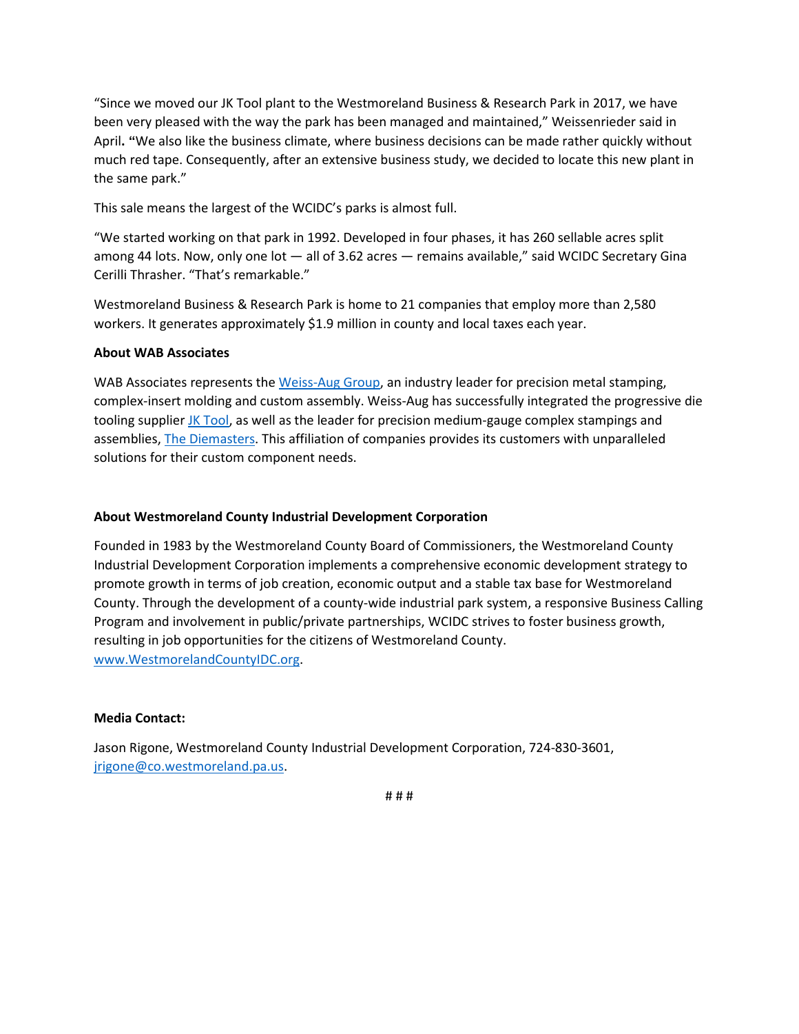"Since we moved our JK Tool plant to the Westmoreland Business & Research Park in 2017, we have been very pleased with the way the park has been managed and maintained," Weissenrieder said in April. "We also like the business climate, where business decisions can be made rather quickly without much red tape. Consequently, after an extensive business study, we decided to locate this new plant in the same park."

This sale means the largest of the WCIDC's parks is almost full.

"We started working on that park in 1992. Developed in four phases, it has 260 sellable acres split among 44 lots. Now, only one lot — all of 3.62 acres — remains available," said WCIDC Secretary Gina Cerilli Thrasher. "That's remarkable."

Westmoreland Business & Research Park is home to 21 companies that employ more than 2,580 workers. It generates approximately $1.9 million in county and local taxes each year.

**About WAB Associates**

WAB Associates represents the [Weiss-Aug Group](), an industry leader for precision metal stamping, complex-insert molding and custom assembly. Weiss-Aug has successfully integrated the progressive die tooling supplier [JK Tool](), as well as the leader for precision medium-gauge complex stampings and assemblies, [The Diemasters](). This affiliation of companies provides its customers with unparalleled solutions for their custom component needs.

**About Westmoreland County Industrial Development Corporation**

Founded in 1983 by the Westmoreland County Board of Commissioners, the Westmoreland County Industrial Development Corporation implements a comprehensive economic development strategy to promote growth in terms of job creation, economic output and a stable tax base for Westmoreland County. Through the development of a county-wide industrial park system, a responsive Business Calling Program and involvement in public/private partnerships, WCIDC strives to foster business growth, resulting in job opportunities for the citizens of Westmoreland County. www.WestmorelandCountyIDC.org.

**Media Contact:**

Jason Rigone, Westmoreland County Industrial Development Corporation, 724-830-3601, jrigone@co.westmoreland.pa.us.

# # #